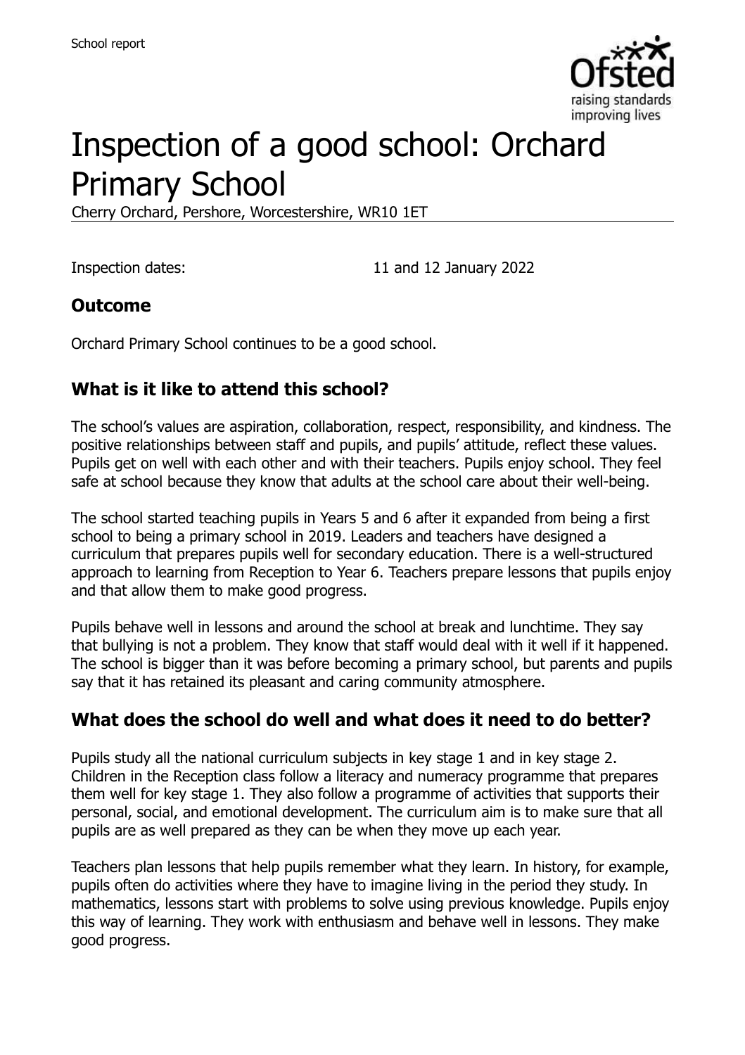# Inspection of a good school: Orchard Primary School

Cherry Orchard, Pershore, Worcestershire, WR10 1ET

Inspection dates: 11 and 12 January 2022

## Outcome

Orchard Primary School continues to be a good school.

## What is it like to attend this school?

The school's values are aspiration, collaboration, respect, responsibility, and kindness. The positive relationships between staff and pupils, and pupils' attitude, reflect these values. Pupils get on well with each other and with their teachers. Pupils enjoy school. They feel safe at school because they know that adults at the school care about their well-being.

The school started teaching pupils in Years 5 and 6 after it expanded from being a first school to being a primary school in 2019. Leaders and teachers have designed a curriculum that prepares pupils well for secondary education. There is a well-structured approach to learning from Reception to Year 6. Teachers prepare lessons that pupils enjoy and that allow them to make good progress.

Pupils behave well in lessons and around the school at break and lunchtime. They say that bullying is not a problem. They know that staff would deal with it well if it happened. The school is bigger than it was before becoming a primary school, but parents and pupils say that it has retained its pleasant and caring community atmosphere.

## What does the school do well and what does it need to do better?

Pupils study all the national curriculum subjects in key stage 1 and in key stage 2. Children in the Reception class follow a literacy and numeracy programme that prepares them well for key stage 1. They also follow a programme of activities that supports their personal, social, and emotional development. The curriculum aim is to make sure that all pupils are as well prepared as they can be when they move up each year.

Teachers plan lessons that help pupils remember what they learn. In history, for example, pupils often do activities where they have to imagine living in the period they study. In mathematics, lessons start with problems to solve using previous knowledge. Pupils enjoy this way of learning. They work with enthusiasm and behave well in lessons. They make good progress.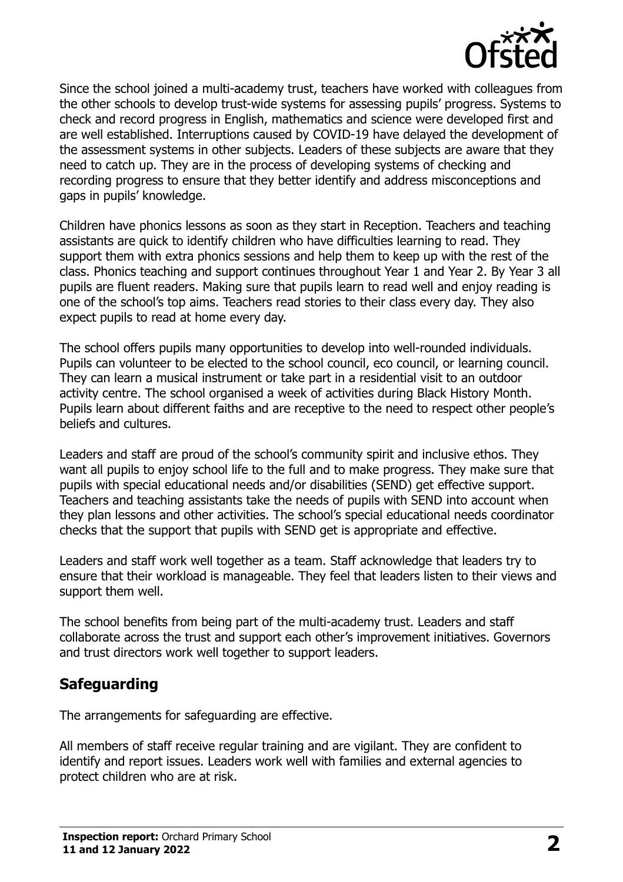Since the school joined a multi-academy trust, teachers have worked with colleagues from the other schools to develop trust-wide systems for assessing pupils' progress. Systems to check and record progress in English, mathematics and science were developed first and are well established. Interruptions caused by COVID-19 have delayed the development of the assessment systems in other subjects. Leaders of these subjects are aware that they need to catch up. They are in the process of developing systems of checking and recording progress to ensure that they better identify and address misconceptions and gaps in pupils' knowledge.

Children have phonics lessons as soon as they start in Reception. Teachers and teaching assistants are quick to identify children who have difficulties learning to read. They support them with extra phonics sessions and help them to keep up with the rest of the class. Phonics teaching and support continues throughout Year 1 and Year 2. By Year 3 all pupils are fluent readers. Making sure that pupils learn to read well and enjoy reading is one of the school's top aims. Teachers read stories to their class every day. They also expect pupils to read at home every day.

The school offers pupils many opportunities to develop into well-rounded individuals. Pupils can volunteer to be elected to the school council, eco council, or learning council. They can learn a musical instrument or take part in a residential visit to an outdoor activity centre. The school organised a week of activities during Black History Month. Pupils learn about different faiths and are receptive to the need to respect other people's beliefs and cultures.

Leaders and staff are proud of the school's community spirit and inclusive ethos. They want all pupils to enjoy school life to the full and to make progress. They make sure that pupils with special educational needs and/or disabilities (SEND) get effective support. Teachers and teaching assistants take the needs of pupils with SEND into account when they plan lessons and other activities. The school's special educational needs coordinator checks that the support that pupils with SEND get is appropriate and effective.

Leaders and staff work well together as a team. Staff acknowledge that leaders try to ensure that their workload is manageable. They feel that leaders listen to their views and support them well.

The school benefits from being part of the multi-academy trust. Leaders and staff collaborate across the trust and support each other's improvement initiatives. Governors and trust directors work well together to support leaders.

## Safeguarding

The arrangements for safeguarding are effective.

All members of staff receive regular training and are vigilant. They are confident to identify and report issues. Leaders work well with families and external agencies to protect children who are at risk.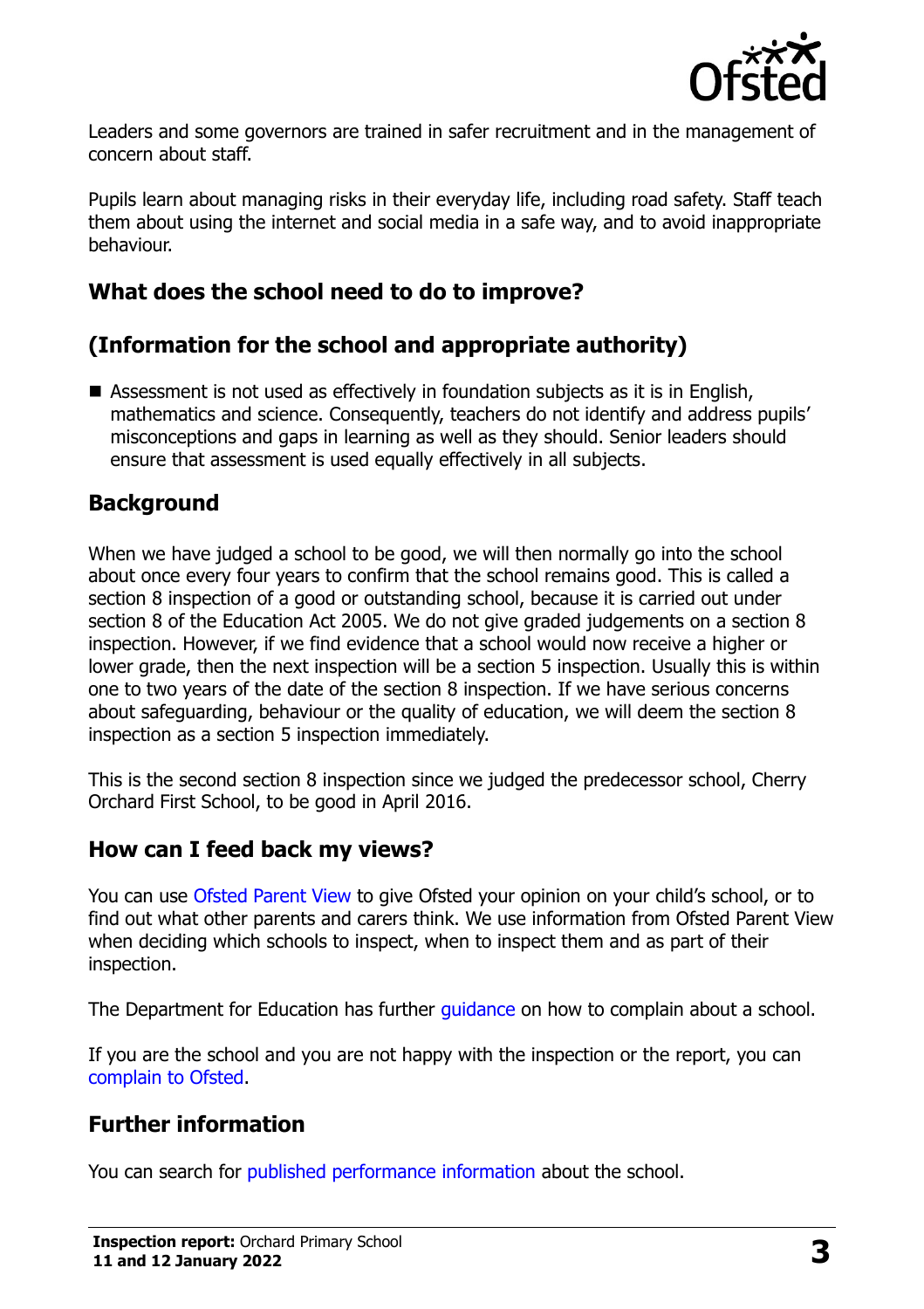Leaders and some governors are trained in safer recruitment and in the management of concern about staff.

Pupils learn about managing risks in their everyday life, including road safety. Staff teach them about using the internet and social media in a safe way, and to avoid inappropriate behaviour.

## What does the school need to do to improve?

## (Information for the school and appropriate authority)

- Assessment is not used as effectively in foundation subjects as it is in English, mathematics and science. Consequently, teachers do not identify and address pupils' misconceptions and gaps in learning as well as they should. Senior leaders should ensure that assessment is used equally effectively in all subjects.

## Background

When we have judged a school to be good, we will then normally go into the school about once every four years to confirm that the school remains good. This is called a section 8 inspection of a good or outstanding school, because it is carried out under section 8 of the Education Act 2005. We do not give graded judgements on a section 8 inspection. However, if we find evidence that a school would now receive a higher or lower grade, then the next inspection will be a section 5 inspection. Usually this is within one to two years of the date of the section 8 inspection. If we have serious concerns about safeguarding, behaviour or the quality of education, we will deem the section 8 inspection as a section 5 inspection immediately.

This is the second section 8 inspection since we judged the predecessor school, Cherry Orchard First School, to be good in April 2016.

## How can I feed back my views?

You can use Ofsted Parent View to give Ofsted your opinion on your child's school, or to find out what other parents and carers think. We use information from Ofsted Parent View when deciding which schools to inspect, when to inspect them and as part of their inspection.

The Department for Education has further guidance on how to complain about a school.

If you are the school and you are not happy with the inspection or the report, you can complain to Ofsted.

## Further information

You can search for published performance information about the school.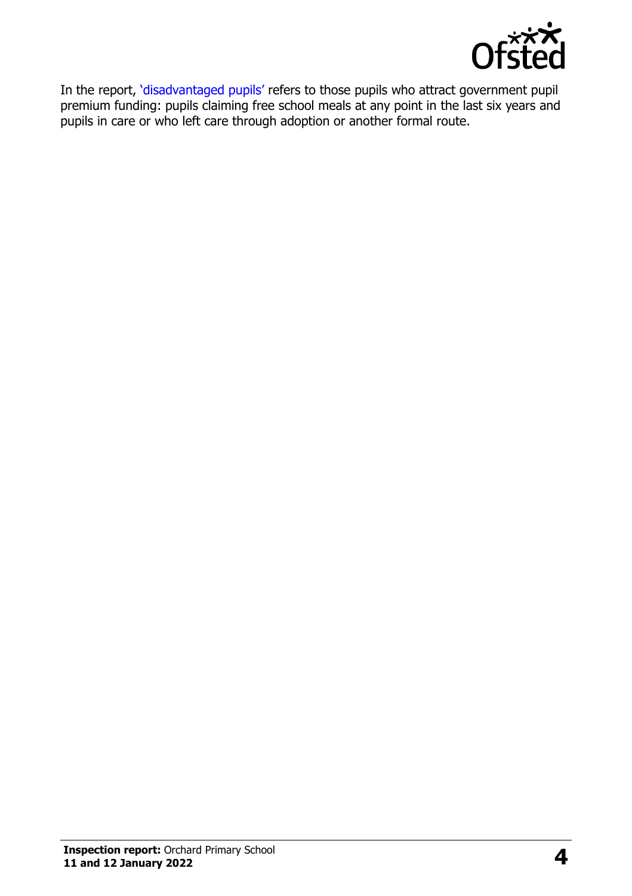In the report, 'disadvantaged pupils' refers to those pupils who attract government pupil premium funding: pupils claiming free school meals at any point in the last six years and pupils in care or who left care through adoption or another formal route.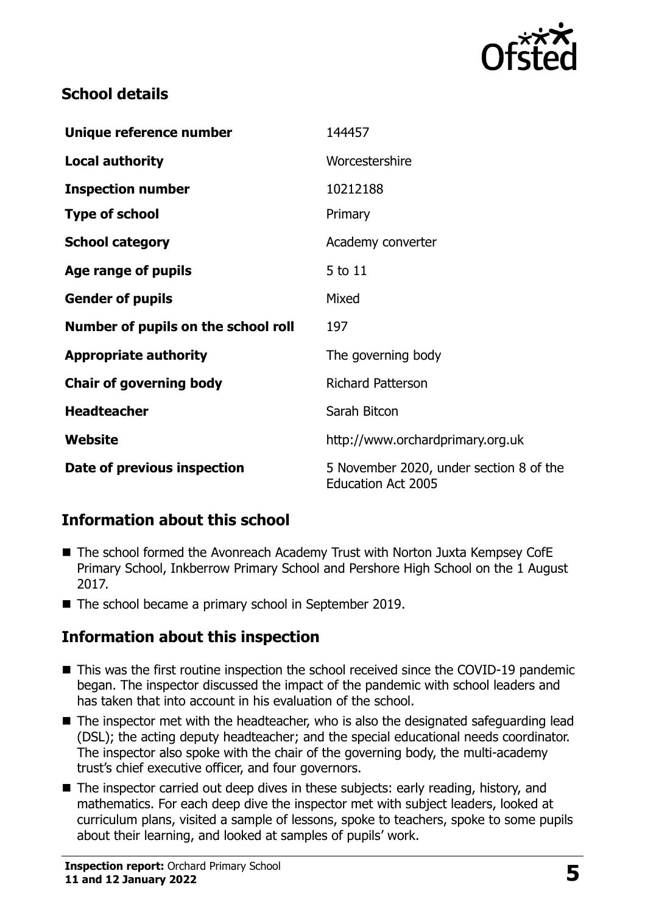## School details

| | |
|---|---|
| **Unique reference number** | 144457 |
| **Local authority** | Worcestershire |
| **Inspection number** | 10212188 |
| **Type of school** | Primary |
| **School category** | Academy converter |
| **Age range of pupils** | 5 to 11 |
| **Gender of pupils** | Mixed |
| **Number of pupils on the school roll** | 197 |
| **Appropriate authority** | The governing body |
| **Chair of governing body** | Richard Patterson |
| **Headteacher** | Sarah Bitcon |
| **Website** | http://www.orchardprimary.org.uk |
| **Date of previous inspection** | 5 November 2020, under section 8 of the Education Act 2005 |

## Information about this school

- The school formed the Avonreach Academy Trust with Norton Juxta Kempsey CofE Primary School, Inkberrow Primary School and Pershore High School on the 1 August 2017.
- The school became a primary school in September 2019.

## Information about this inspection

- This was the first routine inspection the school received since the COVID-19 pandemic began. The inspector discussed the impact of the pandemic with school leaders and has taken that into account in his evaluation of the school.
- The inspector met with the headteacher, who is also the designated safeguarding lead (DSL); the acting deputy headteacher; and the special educational needs coordinator. The inspector also spoke with the chair of the governing body, the multi-academy trust's chief executive officer, and four governors.
- The inspector carried out deep dives in these subjects: early reading, history, and mathematics. For each deep dive the inspector met with subject leaders, looked at curriculum plans, visited a sample of lessons, spoke to teachers, spoke to some pupils about their learning, and looked at samples of pupils' work.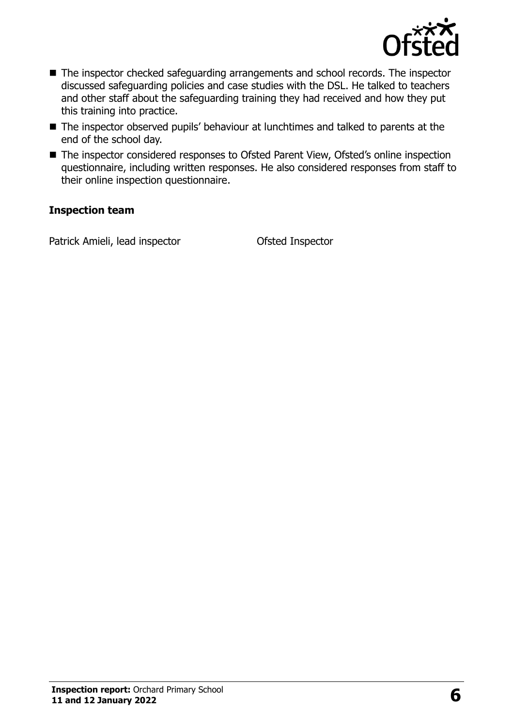- The inspector checked safeguarding arrangements and school records. The inspector discussed safeguarding policies and case studies with the DSL. He talked to teachers and other staff about the safeguarding training they had received and how they put this training into practice.
- The inspector observed pupils' behaviour at lunchtimes and talked to parents at the end of the school day.
- The inspector considered responses to Ofsted Parent View, Ofsted's online inspection questionnaire, including written responses. He also considered responses from staff to their online inspection questionnaire.

### Inspection team

| | |
|---|---|
| Patrick Amieli, lead inspector | Ofsted Inspector |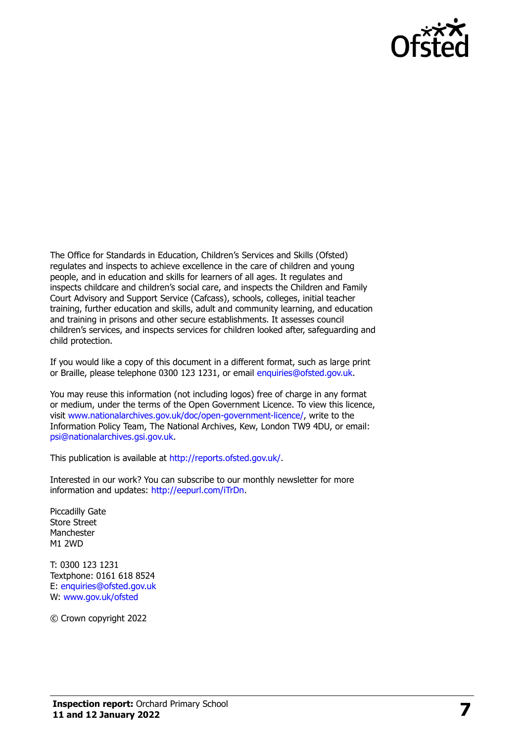The Office for Standards in Education, Children's Services and Skills (Ofsted) regulates and inspects to achieve excellence in the care of children and young people, and in education and skills for learners of all ages. It regulates and inspects childcare and children's social care, and inspects the Children and Family Court Advisory and Support Service (Cafcass), schools, colleges, initial teacher training, further education and skills, adult and community learning, and education and training in prisons and other secure establishments. It assesses council children's services, and inspects services for children looked after, safeguarding and child protection.

If you would like a copy of this document in a different format, such as large print or Braille, please telephone 0300 123 1231, or email enquiries@ofsted.gov.uk.

You may reuse this information (not including logos) free of charge in any format or medium, under the terms of the Open Government Licence. To view this licence, visit www.nationalarchives.gov.uk/doc/open-government-licence/, write to the Information Policy Team, The National Archives, Kew, London TW9 4DU, or email: psi@nationalarchives.gsi.gov.uk.

This publication is available at http://reports.ofsted.gov.uk/.

Interested in our work? You can subscribe to our monthly newsletter for more information and updates: http://eepurl.com/iTrDn.

Piccadilly Gate
Store Street
Manchester
M1 2WD

T: 0300 123 1231
Textphone: 0161 618 8524
E: enquiries@ofsted.gov.uk
W: www.gov.uk/ofsted

© Crown copyright 2022